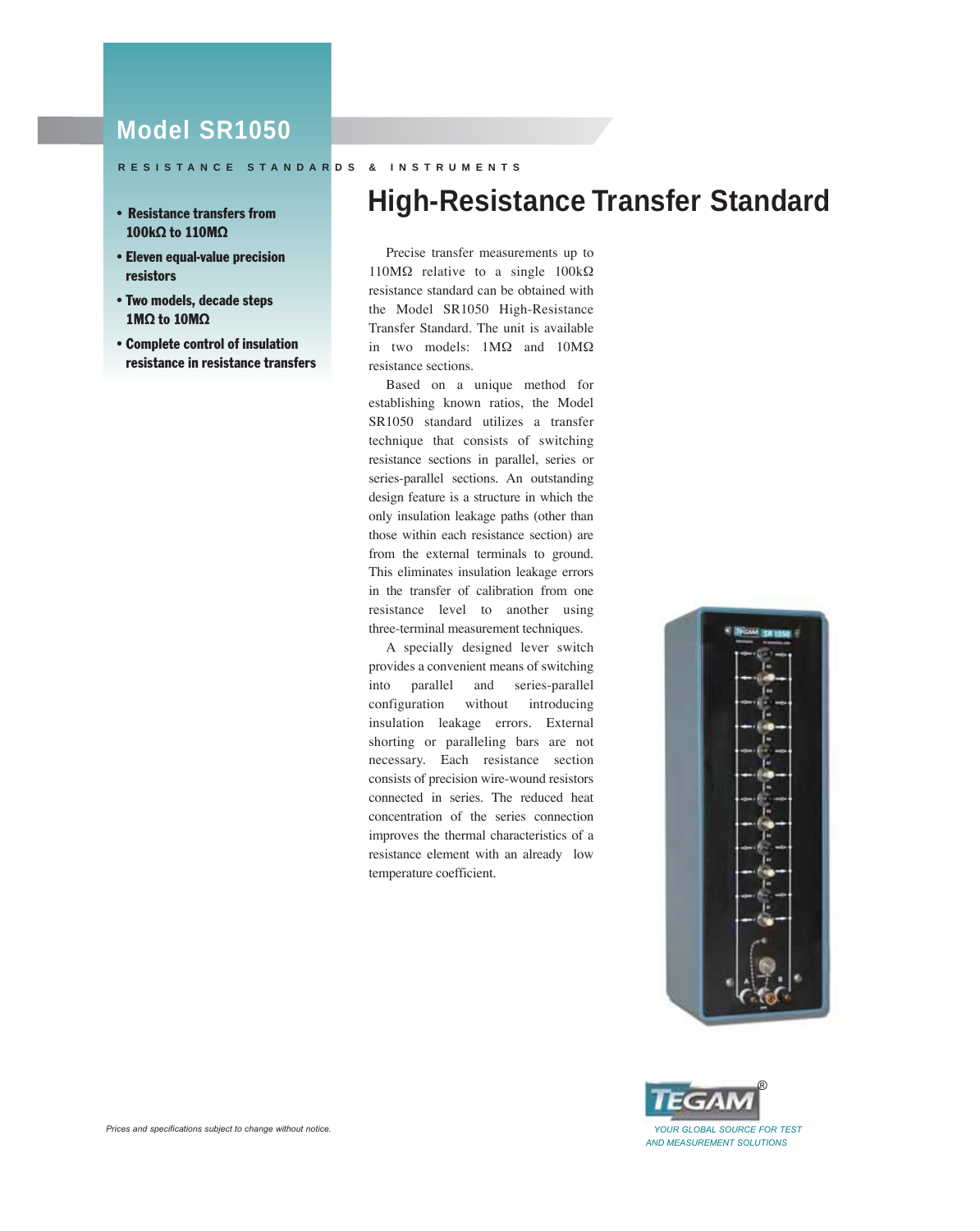# Model SR1050

RESISTANCE STANDARDS & INSTRUMENTS

- Resistance transfers from 100kΩ to 110MΩ
- Eleven equal-value precision resistors
- Two models, decade steps 1MΩ to 10MΩ
- Complete control of insulation resistance in resistance transfers

## High-Resistance Transfer Standard

Precise transfer measurements up to 110MΩ relative to a single 100kΩ resistance standard can be obtained with the Model SR1050 High-Resistance Transfer Standard. The unit is available in two models: 1MΩ and 10MΩ resistance sections.

Based on a unique method for establishing known ratios, the Model SR1050 standard utilizes a transfer technique that consists of switching resistance sections in parallel, series or series-parallel sections. An outstanding design feature is a structure in which the only insulation leakage paths (other than those within each resistance section) are from the external terminals to ground. This eliminates insulation leakage errors in the transfer of calibration from one resistance level to another using three-terminal measurement techniques.

A specially designed lever switch provides a convenient means of switching into parallel and series-parallel configuration without introducing insulation leakage errors. External shorting or paralleling bars are not necessary. Each resistance section consists of precision wire-wound resistors connected in series. The reduced heat concentration of the series connection improves the thermal characteristics of a resistance element with an already low temperature coefficient.

TEGAM®

YOUR GLOBAL SOURCE FOR TEST AND MEASUREMENT SOLUTIONS

*Prices and specifications subject to change without notice.*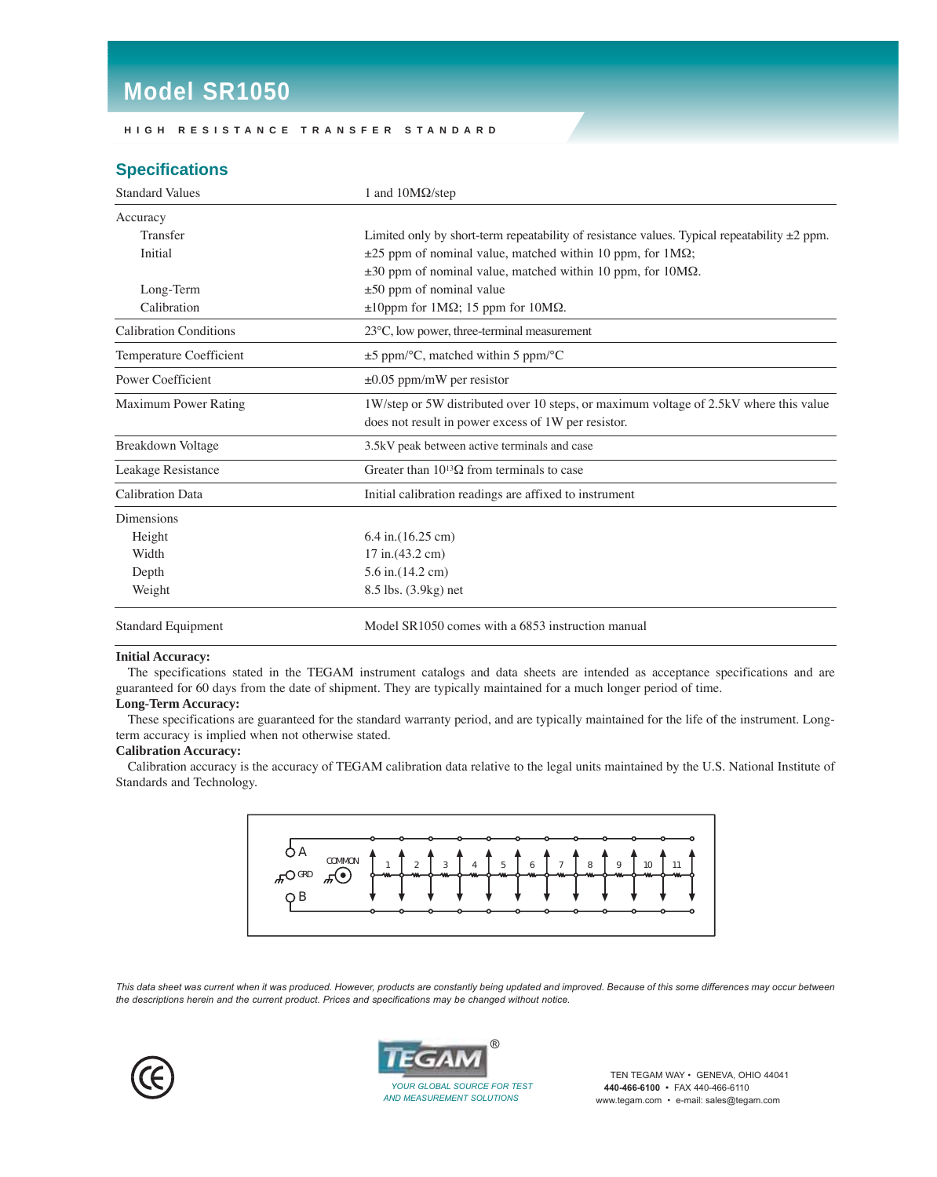# Model SR1050

HIGH RESISTANCE TRANSFER STANDARD

## Specifications

| | |
|---|---|
| Standard Values | 1 and 10MΩ/step |
| Accuracy | |
| Transfer | Limited only by short-term repeatability of resistance values. Typical repeatability ±2 ppm. |
| Initial | ±25 ppm of nominal value, matched within 10 ppm, for 1MΩ; ±30 ppm of nominal value, matched within 10 ppm, for 10MΩ. |
| Long-Term | ±50 ppm of nominal value |
| Calibration | ±10ppm for 1MΩ; 15 ppm for 10MΩ. |
| Calibration Conditions | 23°C, low power, three-terminal measurement |
| Temperature Coefficient | ±5 ppm/°C, matched within 5 ppm/°C |
| Power Coefficient | ±0.05 ppm/mW per resistor |
| Maximum Power Rating | 1W/step or 5W distributed over 10 steps, or maximum voltage of 2.5kV where this value does not result in power excess of 1W per resistor. |
| Breakdown Voltage | 3.5kV peak between active terminals and case |
| Leakage Resistance | Greater than $10^{13}\Omega$ from terminals to case |
| Calibration Data | Initial calibration readings are affixed to instrument |
| Dimensions | |
| Height | 6.4 in.(16.25 cm) |
| Width | 17 in.(43.2 cm) |
| Depth | 5.6 in.(14.2 cm) |
| Weight | 8.5 lbs. (3.9kg) net |
| Standard Equipment | Model SR1050 comes with a 6853 instruction manual |

**Initial Accuracy:**
The specifications stated in the TEGAM instrument catalogs and data sheets are intended as acceptance specifications and are guaranteed for 60 days from the date of shipment. They are typically maintained for a much longer period of time.

**Long-Term Accuracy:**
These specifications are guaranteed for the standard warranty period, and are typically maintained for the life of the instrument. Long-term accuracy is implied when not otherwise stated.

**Calibration Accuracy:**
Calibration accuracy is the accuracy of TEGAM calibration data relative to the legal units maintained by the U.S. National Institute of Standards and Technology.

A
GRD
B
COMMON
1 2 3 4 5 6 7 8 9 10 11

*This data sheet was current when it was produced. However, products are constantly being updated and improved. Because of this some differences may occur between the descriptions herein and the current product. Prices and specifications may be changed without notice.*

TEGAM®
YOUR GLOBAL SOURCE FOR TEST AND MEASUREMENT SOLUTIONS

TEN TEGAM WAY • GENEVA, OHIO 44041
**440-466-6100** • FAX 440-466-6110
www.tegam.com • e-mail: sales@tegam.com